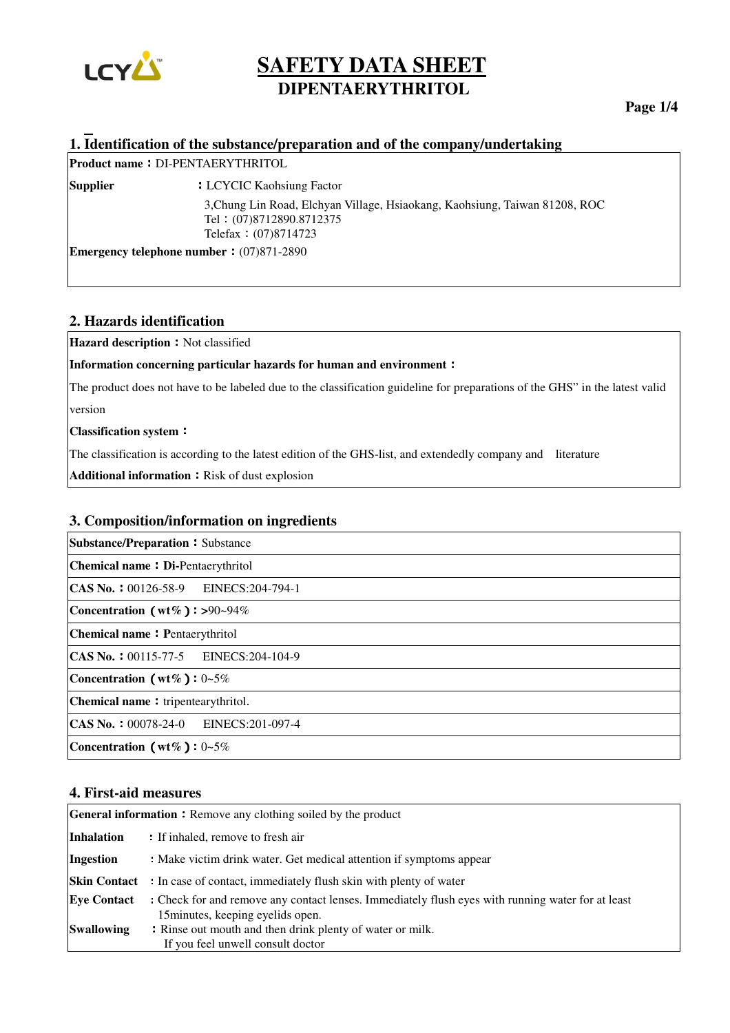# SAFETY DATA SHEET
## DIPENTAERYTHRITOL

## 1. Identification of the substance/preparation and of the company/undertaking

**Product name：** DI-PENTAERYTHRITOL

**Supplier** ：LCYCIC Kaohsiung Factor

3,Chung Lin Road, Elchyan Village, Hsiaokang, Kaohsiung, Taiwan 81208, ROC
Tel：(07)8712890.8712375
Telefax：(07)8714723

**Emergency telephone number：** (07)871-2890

## 2. Hazards identification

**Hazard description：** Not classified

**Information concerning particular hazards for human and environment：**

The product does not have to be labeled due to the classification guideline for preparations of the GHS" in the latest valid version

**Classification system：**

The classification is according to the latest edition of the GHS-list, and extendedly company and literature

**Additional information：** Risk of dust explosion

## 3. Composition/information on ingredients

**Substance/Preparation：** Substance

**Chemical name：** **Di-**Pentaerythritol

**CAS No.：** 00126-58-9 EINECS:204-794-1

**Concentration（wt%）：** >90~94%

**Chemical name：** **P**entaerythritol

**CAS No.：** 00115-77-5 EINECS:204-104-9

**Concentration（wt%）：** 0~5%

**Chemical name：** tripentearythritol.

**CAS No.：** 00078-24-0 EINECS:201-097-4

**Concentration（wt%）：** 0~5%

## 4. First-aid measures

**General information：** Remove any clothing soiled by the product

**Inhalation** : If inhaled, remove to fresh air

**Ingestion** : Make victim drink water. Get medical attention if symptoms appear

**Skin Contact** : In case of contact, immediately flush skin with plenty of water

**Eye Contact** : Check for and remove any contact lenses. Immediately flush eyes with running water for at least 15minutes, keeping eyelids open.

**Swallowing** : Rinse out mouth and then drink plenty of water or milk. If you feel unwell consult doctor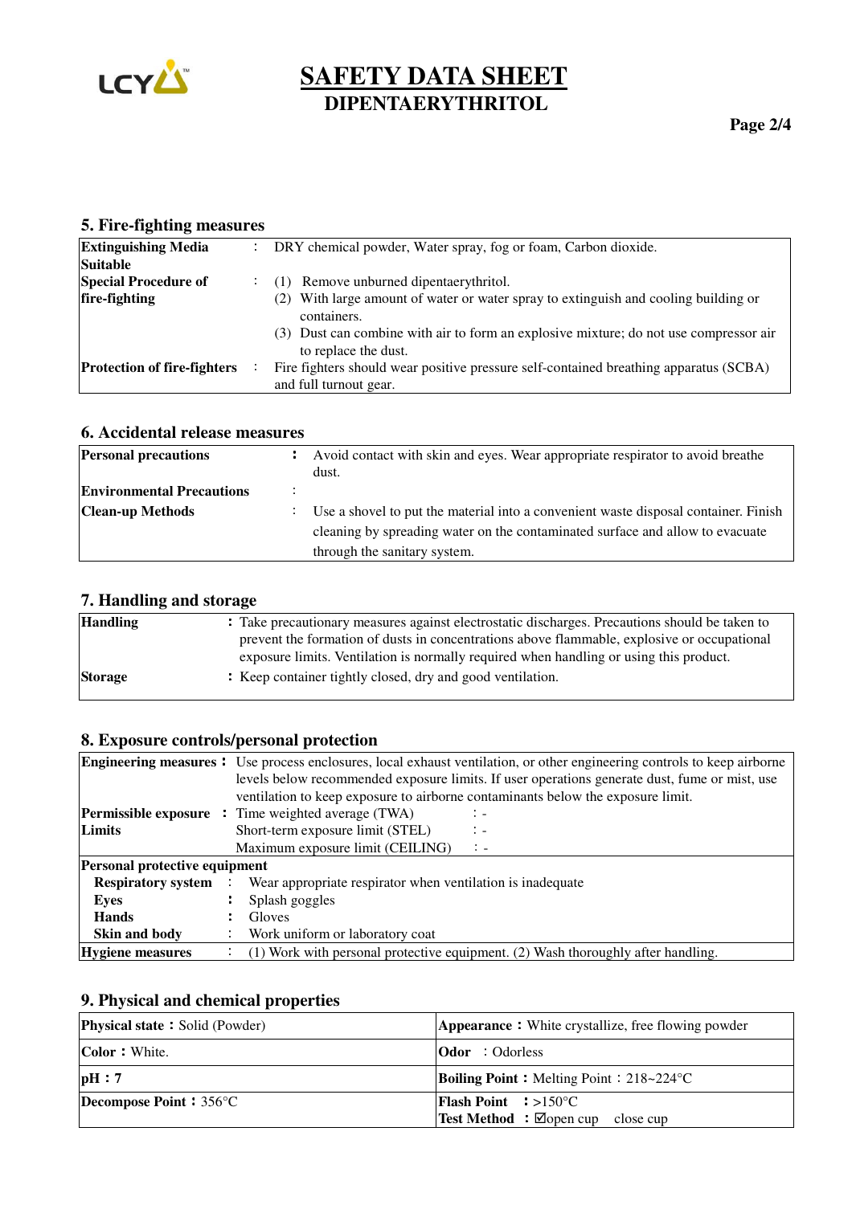# SAFETY DATA SHEET
## DIPENTAERYTHRITOL

### 5. Fire-fighting measures

| | | |
|---|---|---|
| **Extinguishing Media Suitable** | : | DRY chemical powder, Water spray, fog or foam, Carbon dioxide. |
| **Special Procedure of fire-fighting** | : | (1) Remove unburned dipentaerythritol.<br>(2) With large amount of water or water spray to extinguish and cooling building or containers.<br>(3) Dust can combine with air to form an explosive mixture; do not use compressor air to replace the dust. |
| **Protection of fire-fighters** | : | Fire fighters should wear positive pressure self-contained breathing apparatus (SCBA) and full turnout gear. |

### 6. Accidental release measures

| | | |
|---|---|---|
| **Personal precautions** | : | Avoid contact with skin and eyes. Wear appropriate respirator to avoid breathe dust. |
| **Environmental Precautions** | : | |
| **Clean-up Methods** | : | Use a shovel to put the material into a convenient waste disposal container. Finish cleaning by spreading water on the contaminated surface and allow to evacuate through the sanitary system. |

### 7. Handling and storage

| | | |
|---|---|---|
| **Handling** | : | Take precautionary measures against electrostatic discharges. Precautions should be taken to prevent the formation of dusts in concentrations above flammable, explosive or occupational exposure limits. Ventilation is normally required when handling or using this product. |
| **Storage** | : | Keep container tightly closed, dry and good ventilation. |

### 8. Exposure controls/personal protection

| | | | |
|---|---|---|---|
| **Engineering measures** | : | Use process enclosures, local exhaust ventilation, or other engineering controls to keep airborne levels below recommended exposure limits. If user operations generate dust, fume or mist, use ventilation to keep exposure to airborne contaminants below the exposure limit. | |
| **Permissible exposure Limits** | : | Time weighted average (TWA) | : - |
| | | Short-term exposure limit (STEL) | : - |
| | | Maximum exposure limit (CEILING) | : - |
| **Personal protective equipment** | | | |
| **Respiratory system** | : | Wear appropriate respirator when ventilation is inadequate | |
| **Eyes** | : | Splash goggles | |
| **Hands** | : | Gloves | |
| **Skin and body** | : | Work uniform or laboratory coat | |
| **Hygiene measures** | : | (1) Work with personal protective equipment. (2) Wash thoroughly after handling. | |

### 9. Physical and chemical properties

| | |
|---|---|
| **Physical state :** Solid (Powder) | **Appearance :** White crystallize, free flowing powder |
| **Color :** White. | **Odor** : Odorless |
| **pH : 7** | **Boiling Point :** Melting Point : 218~224°C |
| **Decompose Point :** 356°C | **Flash Point** : >150°C<br>**Test Method** : ☑open cup close cup |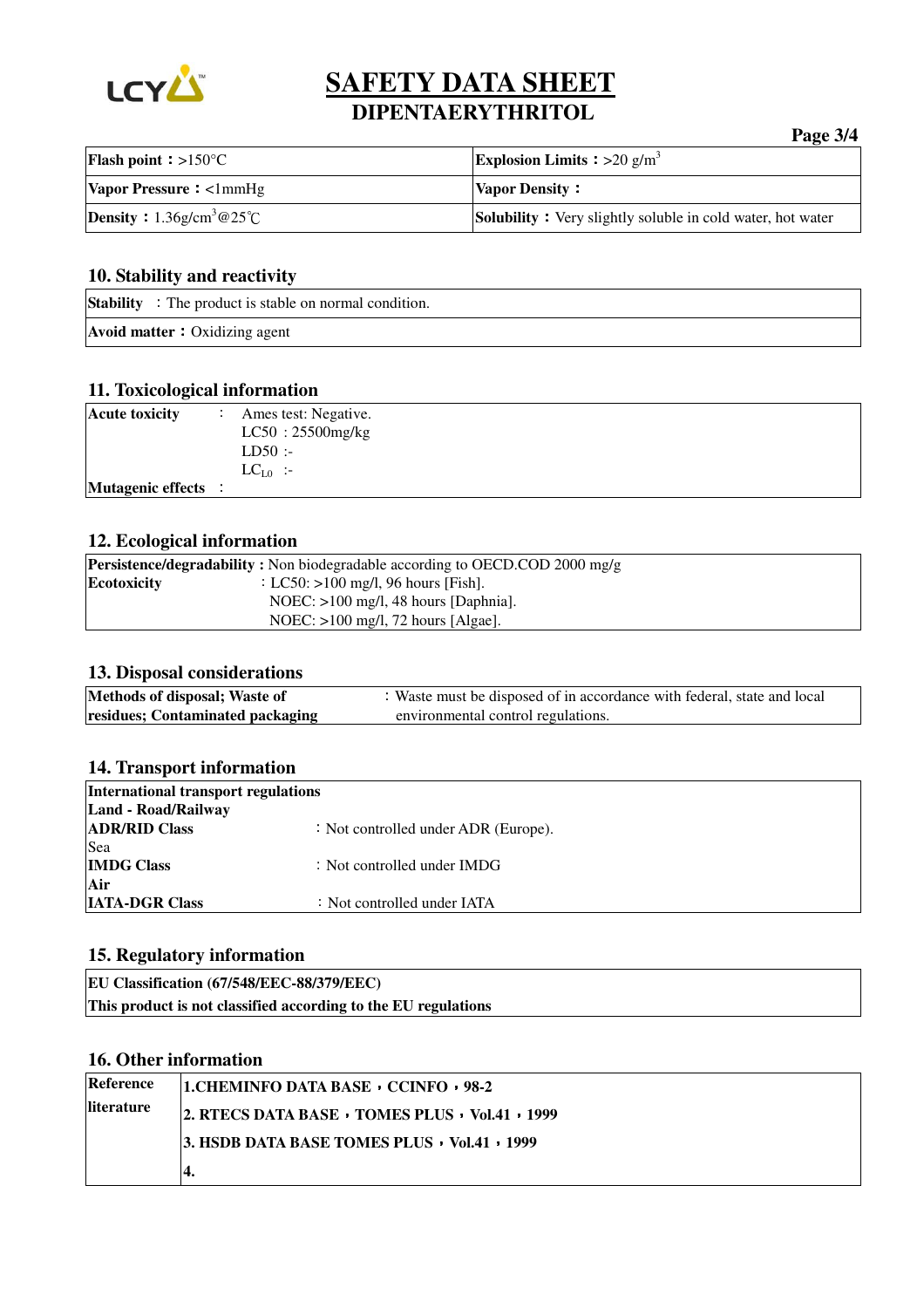# SAFETY DATA SHEET
## DIPENTAERYTHRITOL

| **Flash point**：>150°C | **Explosion Limits**：>20 g/m$^3$ |
|---|---|
| **Vapor Pressure**：<1mmHg | **Vapor Density**： |
| **Density**：1.36g/cm$^3$@25℃ | **Solubility**：Very slightly soluble in cold water, hot water |

## 10. Stability and reactivity

| **Stability** ：The product is stable on normal condition. |
|---|
| **Avoid matter**：Oxidizing agent |

## 11. Toxicological information

| | |
|---|---|
| **Acute toxicity** ： | Ames test: Negative.<br>LC50 ：25500mg/kg<br>LD50 :-<br>$LC_{L0}$ :- |
| **Mutagenic effects** ： | |

## 12. Ecological information

| | |
|---|---|
| **Persistence/degradability :** | Non biodegradable according to OECD.COD 2000 mg/g |
| **Ecotoxicity** | ：LC50: >100 mg/l, 96 hours [Fish].<br>NOEC: >100 mg/l, 48 hours [Daphnia].<br>NOEC: >100 mg/l, 72 hours [Algae]. |

## 13. Disposal considerations

| | |
|---|---|
| **Methods of disposal; Waste of residues; Contaminated packaging** | ：Waste must be disposed of in accordance with federal, state and local environmental control regulations. |

## 14. Transport information

| | |
|---|---|
| **International transport regulations** | |
| **Land - Road/Railway** | |
| **ADR/RID Class** | ：Not controlled under ADR (Europe). |
| Sea | |
| **IMDG Class** | ：Not controlled under IMDG |
| **Air** | |
| **IATA-DGR Class** | ：Not controlled under IATA |

## 15. Regulatory information

| **EU Classification (67/548/EEC-88/379/EEC)** |
|---|
| **This product is not classified according to the EU regulations** |

## 16. Other information

| | |
|---|---|
| **Reference literature** | **1.CHEMINFO DATA BASE，CCINFO，98-2** |
| | **2. RTECS DATA BASE，TOMES PLUS，Vol.41，1999** |
| | **3. HSDB DATA BASE TOMES PLUS，Vol.41，1999** |
| | **4.** |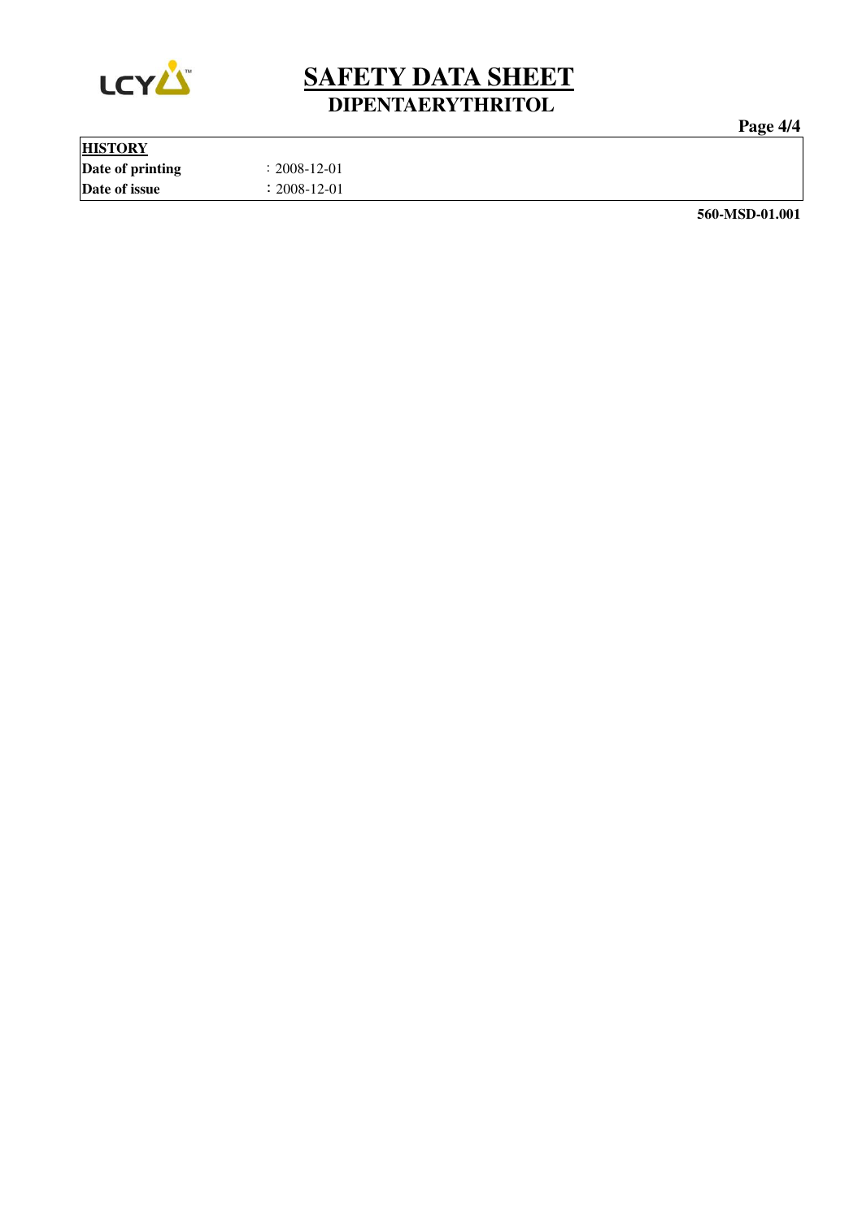**HISTORY**

| | |
|---|---|
| **Date of printing** | ：2008-12-01 |
| **Date of issue** | ：2008-12-01 |

**560-MSD-01.001**